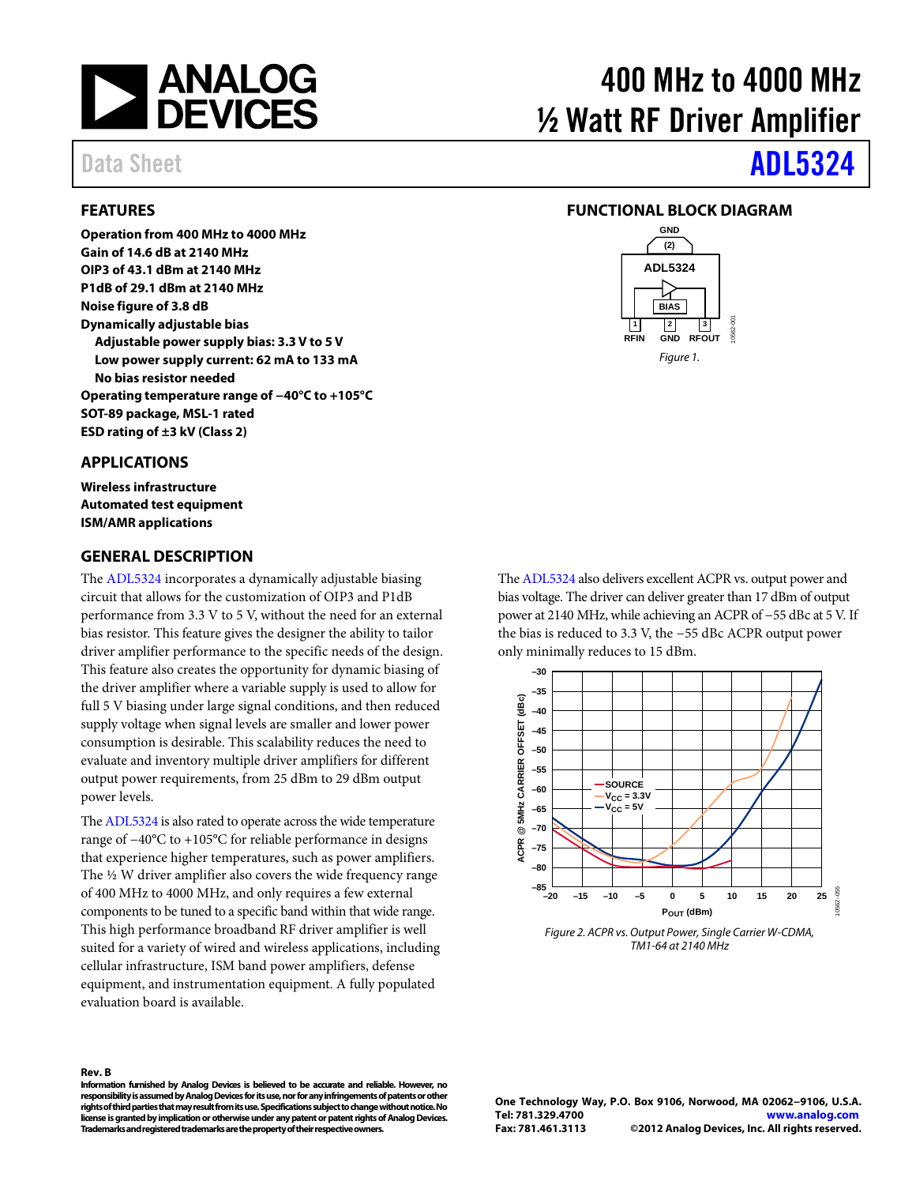# 400 MHz to 4000 MHz ½ Watt RF Driver Amplifier

Data Sheet **ADL5324**

## FEATURES

**Operation from 400 MHz to 4000 MHz**
**Gain of 14.6 dB at 2140 MHz**
**OIP3 of 43.1 dBm at 2140 MHz**
**P1dB of 29.1 dBm at 2140 MHz**
**Noise figure of 3.8 dB**
**Dynamically adjustable bias**
- **Adjustable power supply bias: 3.3 V to 5 V**
- **Low power supply current: 62 mA to 133 mA**
- **No bias resistor needed**

**Operating temperature range of −40°C to +105°C**
**SOT-89 package, MSL-1 rated**
**ESD rating of ±3 kV (Class 2)**

## APPLICATIONS

**Wireless infrastructure**
**Automated test equipment**
**ISM/AMR applications**

## FUNCTIONAL BLOCK DIAGRAM

Figure 1.

## GENERAL DESCRIPTION

The ADL5324 incorporates a dynamically adjustable biasing circuit that allows for the customization of OIP3 and P1dB performance from 3.3 V to 5 V, without the need for an external bias resistor. This feature gives the designer the ability to tailor driver amplifier performance to the specific needs of the design. This feature also creates the opportunity for dynamic biasing of the driver amplifier where a variable supply is used to allow for full 5 V biasing under large signal conditions, and then reduced supply voltage when signal levels are smaller and lower power consumption is desirable. This scalability reduces the need to evaluate and inventory multiple driver amplifiers for different output power requirements, from 25 dBm to 29 dBm output power levels.

The ADL5324 is also rated to operate across the wide temperature range of −40°C to +105°C for reliable performance in designs that experience higher temperatures, such as power amplifiers. The ½ W driver amplifier also covers the wide frequency range of 400 MHz to 4000 MHz, and only requires a few external components to be tuned to a specific band within that wide range. This high performance broadband RF driver amplifier is well suited for a variety of wired and wireless applications, including cellular infrastructure, ISM band power amplifiers, defense equipment, and instrumentation equipment. A fully populated evaluation board is available.

The ADL5324 also delivers excellent ACPR vs. output power and bias voltage. The driver can deliver greater than 17 dBm of output power at 2140 MHz, while achieving an ACPR of −55 dBc at 5 V. If the bias is reduced to 3.3 V, the −55 dBc ACPR output power only minimally reduces to 15 dBm.

Figure 2. ACPR vs. Output Power, Single Carrier W-CDMA, TM1-64 at 2140 MHz

**Rev. B**
**Information furnished by Analog Devices is believed to be accurate and reliable. However, no responsibility is assumed by Analog Devices for its use, nor for any infringements of patents or other rights of third parties that may result from its use. Specifications subject to change without notice. No license is granted by implication or otherwise under any patent or patent rights of Analog Devices. Trademarks and registered trademarks are the property of their respective owners.**

**One Technology Way, P.O. Box 9106, Norwood, MA 02062−9106, U.S.A.**
**Tel: 781.329.4700 www.analog.com**
**Fax: 781.461.3113 ©2012 Analog Devices, Inc. All rights reserved.**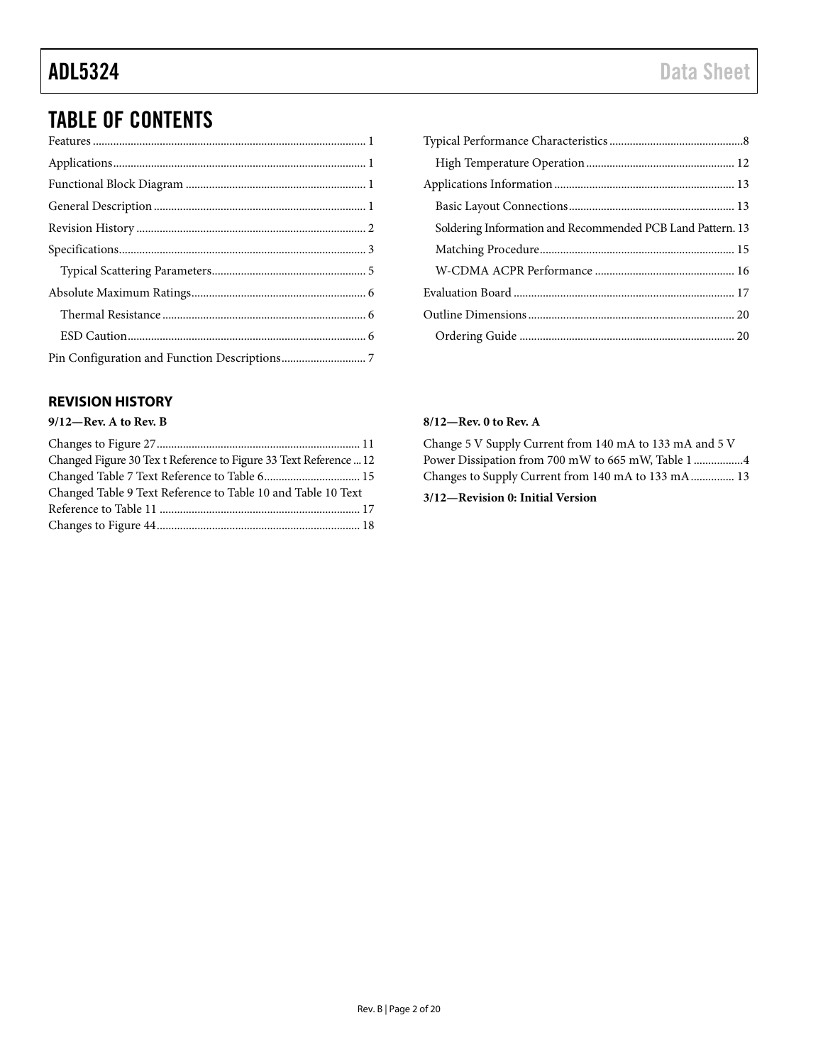# TABLE OF CONTENTS

Features ... 1
Applications ... 1
Functional Block Diagram ... 1
General Description ... 1
Revision History ... 2
Specifications ... 3
  Typical Scattering Parameters ... 5
Absolute Maximum Ratings ... 6
  Thermal Resistance ... 6
  ESD Caution ... 6
Pin Configuration and Function Descriptions ... 7
Typical Performance Characteristics ... 8
  High Temperature Operation ... 12
Applications Information ... 13
  Basic Layout Connections ... 13
  Soldering Information and Recommended PCB Land Pattern. 13
  Matching Procedure ... 15
  W-CDMA ACPR Performance ... 16
Evaluation Board ... 17
Outline Dimensions ... 20
  Ordering Guide ... 20

## REVISION HISTORY

**9/12—Rev. A to Rev. B**

Changes to Figure 27 ... 11
Changed Figure 30 Tex t Reference to Figure 33 Text Reference ... 12
Changed Table 7 Text Reference to Table 6 ... 15
Changed Table 9 Text Reference to Table 10 and Table 10 Text Reference to Table 11 ... 17
Changes to Figure 44 ... 18

**8/12—Rev. 0 to Rev. A**

Change 5 V Supply Current from 140 mA to 133 mA and 5 V Power Dissipation from 700 mW to 665 mW, Table 1 ... 4
Changes to Supply Current from 140 mA to 133 mA ... 13

**3/12—Revision 0: Initial Version**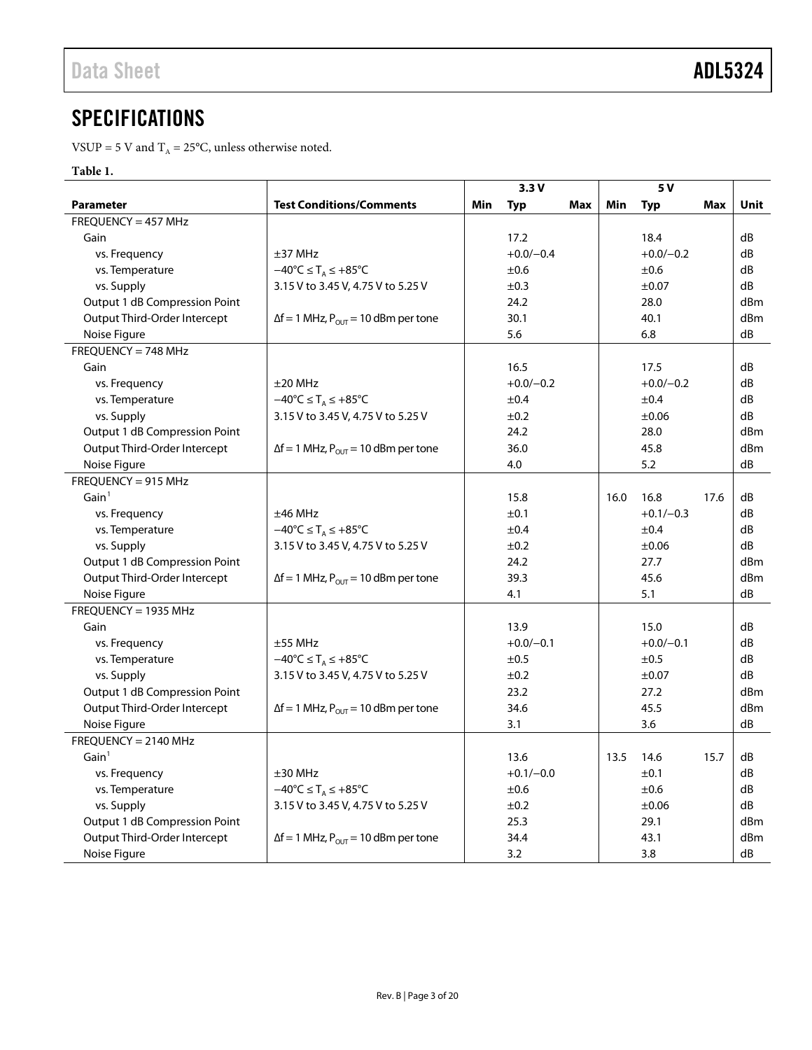## SPECIFICATIONS

VSUP = 5 V and $T_A$ = 25°C, unless otherwise noted.

**Table 1.**

| Parameter | Test Conditions/Comments | 3.3 V | | | 5 V | | | Unit |
|---|---|---|---|---|---|---|---|---|
| | | Min | Typ | Max | Min | Typ | Max | |
| FREQUENCY = 457 MHz | | | | | | | | |
| Gain | | | 17.2 | | | 18.4 | | dB |
| vs. Frequency | ±37 MHz | | +0.0/−0.4 | | | +0.0/−0.2 | | dB |
| vs. Temperature | −40°C ≤ $T_A$ ≤ +85°C | | ±0.6 | | | ±0.6 | | dB |
| vs. Supply | 3.15 V to 3.45 V, 4.75 V to 5.25 V | | ±0.3 | | | ±0.07 | | dB |
| Output 1 dB Compression Point | | | 24.2 | | | 28.0 | | dBm |
| Output Third-Order Intercept | Δf = 1 MHz, $P_{OUT}$ = 10 dBm per tone | | 30.1 | | | 40.1 | | dBm |
| Noise Figure | | | 5.6 | | | 6.8 | | dB |
| FREQUENCY = 748 MHz | | | | | | | | |
| Gain | | | 16.5 | | | 17.5 | | dB |
| vs. Frequency | ±20 MHz | | +0.0/−0.2 | | | +0.0/−0.2 | | dB |
| vs. Temperature | −40°C ≤ $T_A$ ≤ +85°C | | ±0.4 | | | ±0.4 | | dB |
| vs. Supply | 3.15 V to 3.45 V, 4.75 V to 5.25 V | | ±0.2 | | | ±0.06 | | dB |
| Output 1 dB Compression Point | | | 24.2 | | | 28.0 | | dBm |
| Output Third-Order Intercept | Δf = 1 MHz, $P_{OUT}$ = 10 dBm per tone | | 36.0 | | | 45.8 | | dBm |
| Noise Figure | | | 4.0 | | | 5.2 | | dB |
| FREQUENCY = 915 MHz | | | | | | | | |
| Gain[1] | | | 15.8 | | 16.0 | 16.8 | 17.6 | dB |
| vs. Frequency | ±46 MHz | | ±0.1 | | | +0.1/−0.3 | | dB |
| vs. Temperature | −40°C ≤ $T_A$ ≤ +85°C | | ±0.4 | | | ±0.4 | | dB |
| vs. Supply | 3.15 V to 3.45 V, 4.75 V to 5.25 V | | ±0.2 | | | ±0.06 | | dB |
| Output 1 dB Compression Point | | | 24.2 | | | 27.7 | | dBm |
| Output Third-Order Intercept | Δf = 1 MHz, $P_{OUT}$ = 10 dBm per tone | | 39.3 | | | 45.6 | | dBm |
| Noise Figure | | | 4.1 | | | 5.1 | | dB |
| FREQUENCY = 1935 MHz | | | | | | | | |
| Gain | | | 13.9 | | | 15.0 | | dB |
| vs. Frequency | ±55 MHz | | +0.0/−0.1 | | | +0.0/−0.1 | | dB |
| vs. Temperature | −40°C ≤ $T_A$ ≤ +85°C | | ±0.5 | | | ±0.5 | | dB |
| vs. Supply | 3.15 V to 3.45 V, 4.75 V to 5.25 V | | ±0.2 | | | ±0.07 | | dB |
| Output 1 dB Compression Point | | | 23.2 | | | 27.2 | | dBm |
| Output Third-Order Intercept | Δf = 1 MHz, $P_{OUT}$ = 10 dBm per tone | | 34.6 | | | 45.5 | | dBm |
| Noise Figure | | | 3.1 | | | 3.6 | | dB |
| FREQUENCY = 2140 MHz | | | | | | | | |
| Gain[1] | | | 13.6 | | 13.5 | 14.6 | 15.7 | dB |
| vs. Frequency | ±30 MHz | | +0.1/−0.0 | | | ±0.1 | | dB |
| vs. Temperature | −40°C ≤ $T_A$ ≤ +85°C | | ±0.6 | | | ±0.6 | | dB |
| vs. Supply | 3.15 V to 3.45 V, 4.75 V to 5.25 V | | ±0.2 | | | ±0.06 | | dB |
| Output 1 dB Compression Point | | | 25.3 | | | 29.1 | | dBm |
| Output Third-Order Intercept | Δf = 1 MHz, $P_{OUT}$ = 10 dBm per tone | | 34.4 | | | 43.1 | | dBm |
| Noise Figure | | | 3.2 | | | 3.8 | | dB |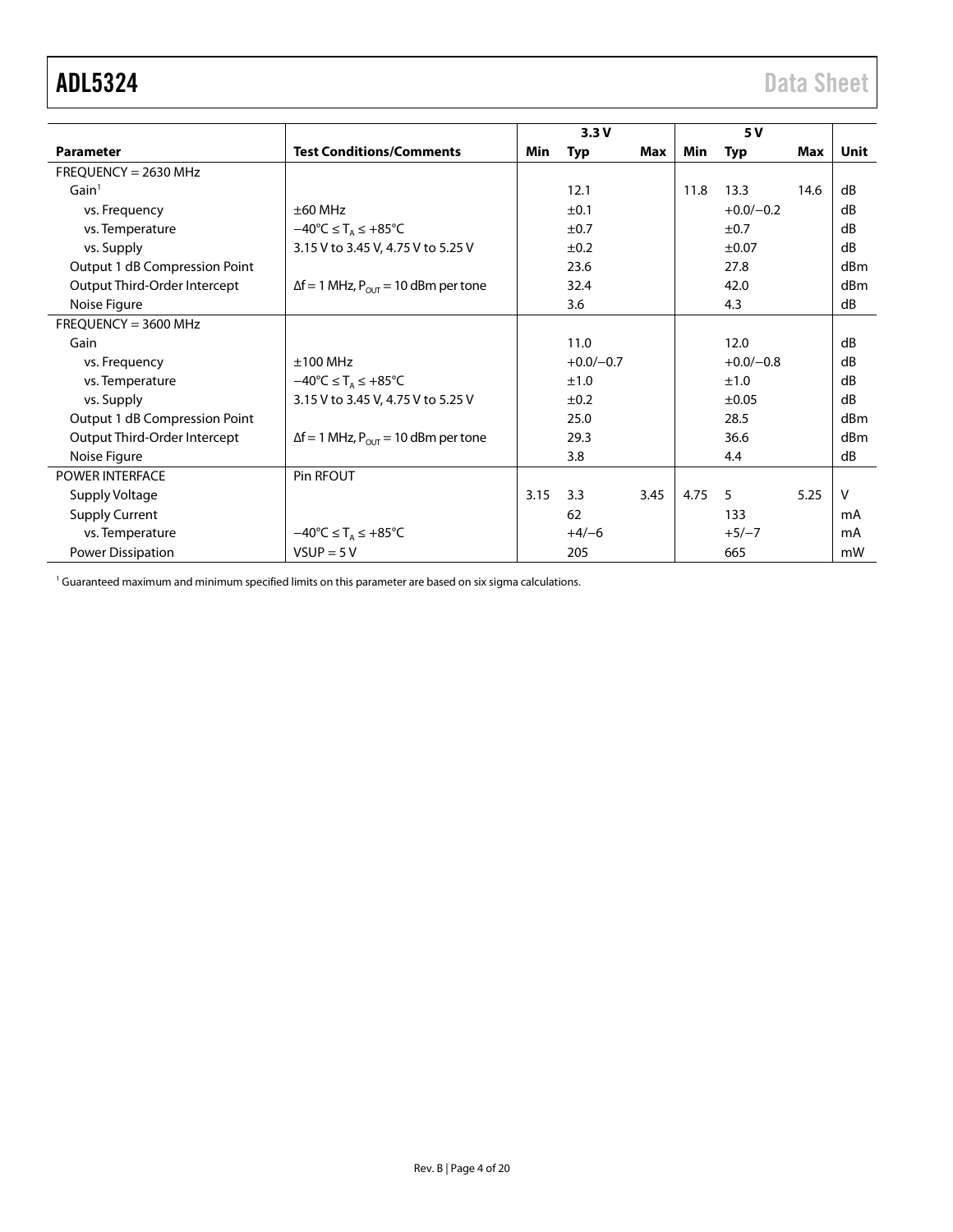| Parameter | Test Conditions/Comments | 3.3 V | | | 5 V | | | Unit |
|---|---|---|---|---|---|---|---|---|
| | | Min | Typ | Max | Min | Typ | Max | |
| FREQUENCY = 2630 MHz | | | | | | | | |
| Gain[1] | | | 12.1 | | 11.8 | 13.3 | 14.6 | dB |
| vs. Frequency | ±60 MHz | | ±0.1 | | | +0.0/−0.2 | | dB |
| vs. Temperature | $-40°C \leq T_A \leq +85°C$ | | ±0.7 | | | ±0.7 | | dB |
| vs. Supply | 3.15 V to 3.45 V, 4.75 V to 5.25 V | | ±0.2 | | | ±0.07 | | dB |
| Output 1 dB Compression Point | | | 23.6 | | | 27.8 | | dBm |
| Output Third-Order Intercept | $\Delta f = 1$ MHz, $P_{OUT} = 10$ dBm per tone | | 32.4 | | | 42.0 | | dBm |
| Noise Figure | | | 3.6 | | | 4.3 | | dB |
| FREQUENCY = 3600 MHz | | | | | | | | |
| Gain | | | 11.0 | | | 12.0 | | dB |
| vs. Frequency | ±100 MHz | | +0.0/−0.7 | | | +0.0/−0.8 | | dB |
| vs. Temperature | $-40°C \leq T_A \leq +85°C$ | | ±1.0 | | | ±1.0 | | dB |
| vs. Supply | 3.15 V to 3.45 V, 4.75 V to 5.25 V | | ±0.2 | | | ±0.05 | | dB |
| Output 1 dB Compression Point | | | 25.0 | | | 28.5 | | dBm |
| Output Third-Order Intercept | $\Delta f = 1$ MHz, $P_{OUT} = 10$ dBm per tone | | 29.3 | | | 36.6 | | dBm |
| Noise Figure | | | 3.8 | | | 4.4 | | dB |
| POWER INTERFACE | Pin RFOUT | | | | | | | |
| Supply Voltage | | 3.15 | 3.3 | 3.45 | 4.75 | 5 | 5.25 | V |
| Supply Current | | | 62 | | | 133 | | mA |
| vs. Temperature | $-40°C \leq T_A \leq +85°C$ | | +4/−6 | | | +5/−7 | | mA |
| Power Dissipation | VSUP = 5 V | | 205 | | | 665 | | mW |

[1] Guaranteed maximum and minimum specified limits on this parameter are based on six sigma calculations.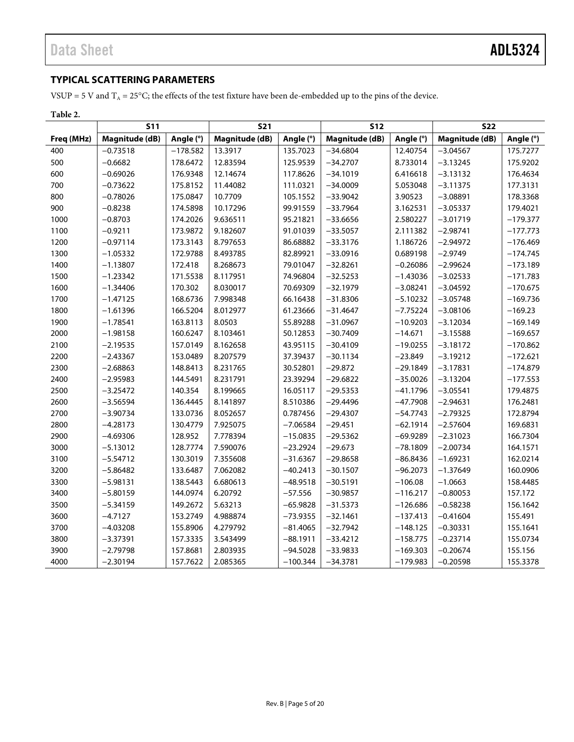## TYPICAL SCATTERING PARAMETERS

VSUP = 5 V and $T_A$ = 25°C; the effects of the test fixture have been de-embedded up to the pins of the device.

**Table 2.**

| | S11 | | S21 | | S12 | | S22 | |
|---|---|---|---|---|---|---|---|---|
| **Freq (MHz)** | **Magnitude (dB)** | **Angle (°)** | **Magnitude (dB)** | **Angle (°)** | **Magnitude (dB)** | **Angle (°)** | **Magnitude (dB)** | **Angle (°)** |
| 400 | −0.73518 | −178.582 | 13.3917 | 135.7023 | −34.6804 | 12.40754 | −3.04567 | 175.7277 |
| 500 | −0.6682 | 178.6472 | 12.83594 | 125.9539 | −34.2707 | 8.733014 | −3.13245 | 175.9202 |
| 600 | −0.69026 | 176.9348 | 12.14674 | 117.8626 | −34.1019 | 6.416618 | −3.13132 | 176.4634 |
| 700 | −0.73622 | 175.8152 | 11.44082 | 111.0321 | −34.0009 | 5.053048 | −3.11375 | 177.3131 |
| 800 | −0.78026 | 175.0847 | 10.7709 | 105.1552 | −33.9042 | 3.90523 | −3.08891 | 178.3368 |
| 900 | −0.8238 | 174.5898 | 10.17296 | 99.91559 | −33.7964 | 3.162531 | −3.05337 | 179.4021 |
| 1000 | −0.8703 | 174.2026 | 9.636511 | 95.21821 | −33.6656 | 2.580227 | −3.01719 | −179.377 |
| 1100 | −0.9211 | 173.9872 | 9.182607 | 91.01039 | −33.5057 | 2.111382 | −2.98741 | −177.773 |
| 1200 | −0.97114 | 173.3143 | 8.797653 | 86.68882 | −33.3176 | 1.186726 | −2.94972 | −176.469 |
| 1300 | −1.05332 | 172.9788 | 8.493785 | 82.89921 | −33.0916 | 0.689198 | −2.9749 | −174.745 |
| 1400 | −1.13807 | 172.418 | 8.268673 | 79.01047 | −32.8261 | −0.26086 | −2.99624 | −173.189 |
| 1500 | −1.23342 | 171.5538 | 8.117951 | 74.96804 | −32.5253 | −1.43036 | −3.02533 | −171.783 |
| 1600 | −1.34406 | 170.302 | 8.030017 | 70.69309 | −32.1979 | −3.08241 | −3.04592 | −170.675 |
| 1700 | −1.47125 | 168.6736 | 7.998348 | 66.16438 | −31.8306 | −5.10232 | −3.05748 | −169.736 |
| 1800 | −1.61396 | 166.5204 | 8.012977 | 61.23666 | −31.4647 | −7.75224 | −3.08106 | −169.23 |
| 1900 | −1.78541 | 163.8113 | 8.0503 | 55.89288 | −31.0967 | −10.9203 | −3.12034 | −169.149 |
| 2000 | −1.98158 | 160.6247 | 8.103461 | 50.12853 | −30.7409 | −14.671 | −3.15588 | −169.657 |
| 2100 | −2.19535 | 157.0149 | 8.162658 | 43.95115 | −30.4109 | −19.0255 | −3.18172 | −170.862 |
| 2200 | −2.43367 | 153.0489 | 8.207579 | 37.39437 | −30.1134 | −23.849 | −3.19212 | −172.621 |
| 2300 | −2.68863 | 148.8413 | 8.231765 | 30.52801 | −29.872 | −29.1849 | −3.17831 | −174.879 |
| 2400 | −2.95983 | 144.5491 | 8.231791 | 23.39294 | −29.6822 | −35.0026 | −3.13204 | −177.553 |
| 2500 | −3.25472 | 140.354 | 8.199665 | 16.05117 | −29.5353 | −41.1796 | −3.05541 | 179.4875 |
| 2600 | −3.56594 | 136.4445 | 8.141897 | 8.510386 | −29.4496 | −47.7908 | −2.94631 | 176.2481 |
| 2700 | −3.90734 | 133.0736 | 8.052657 | 0.787456 | −29.4307 | −54.7743 | −2.79325 | 172.8794 |
| 2800 | −4.28173 | 130.4779 | 7.925075 | −7.06584 | −29.451 | −62.1914 | −2.57604 | 169.6831 |
| 2900 | −4.69306 | 128.952 | 7.778394 | −15.0835 | −29.5362 | −69.9289 | −2.31023 | 166.7304 |
| 3000 | −5.13012 | 128.7774 | 7.590076 | −23.2924 | −29.673 | −78.1809 | −2.00734 | 164.1571 |
| 3100 | −5.54712 | 130.3019 | 7.355608 | −31.6367 | −29.8658 | −86.8436 | −1.69231 | 162.0214 |
| 3200 | −5.86482 | 133.6487 | 7.062082 | −40.2413 | −30.1507 | −96.2073 | −1.37649 | 160.0906 |
| 3300 | −5.98131 | 138.5443 | 6.680613 | −48.9518 | −30.5191 | −106.08 | −1.0663 | 158.4485 |
| 3400 | −5.80159 | 144.0974 | 6.20792 | −57.556 | −30.9857 | −116.217 | −0.80053 | 157.172 |
| 3500 | −5.34159 | 149.2672 | 5.63213 | −65.9828 | −31.5373 | −126.686 | −0.58238 | 156.1642 |
| 3600 | −4.7127 | 153.2749 | 4.988874 | −73.9355 | −32.1461 | −137.413 | −0.41604 | 155.491 |
| 3700 | −4.03208 | 155.8906 | 4.279792 | −81.4065 | −32.7942 | −148.125 | −0.30331 | 155.1641 |
| 3800 | −3.37391 | 157.3335 | 3.543499 | −88.1911 | −33.4212 | −158.775 | −0.23714 | 155.0734 |
| 3900 | −2.79798 | 157.8681 | 2.803935 | −94.5028 | −33.9833 | −169.303 | −0.20674 | 155.156 |
| 4000 | −2.30194 | 157.7622 | 2.085365 | −100.344 | −34.3781 | −179.983 | −0.20598 | 155.3378 |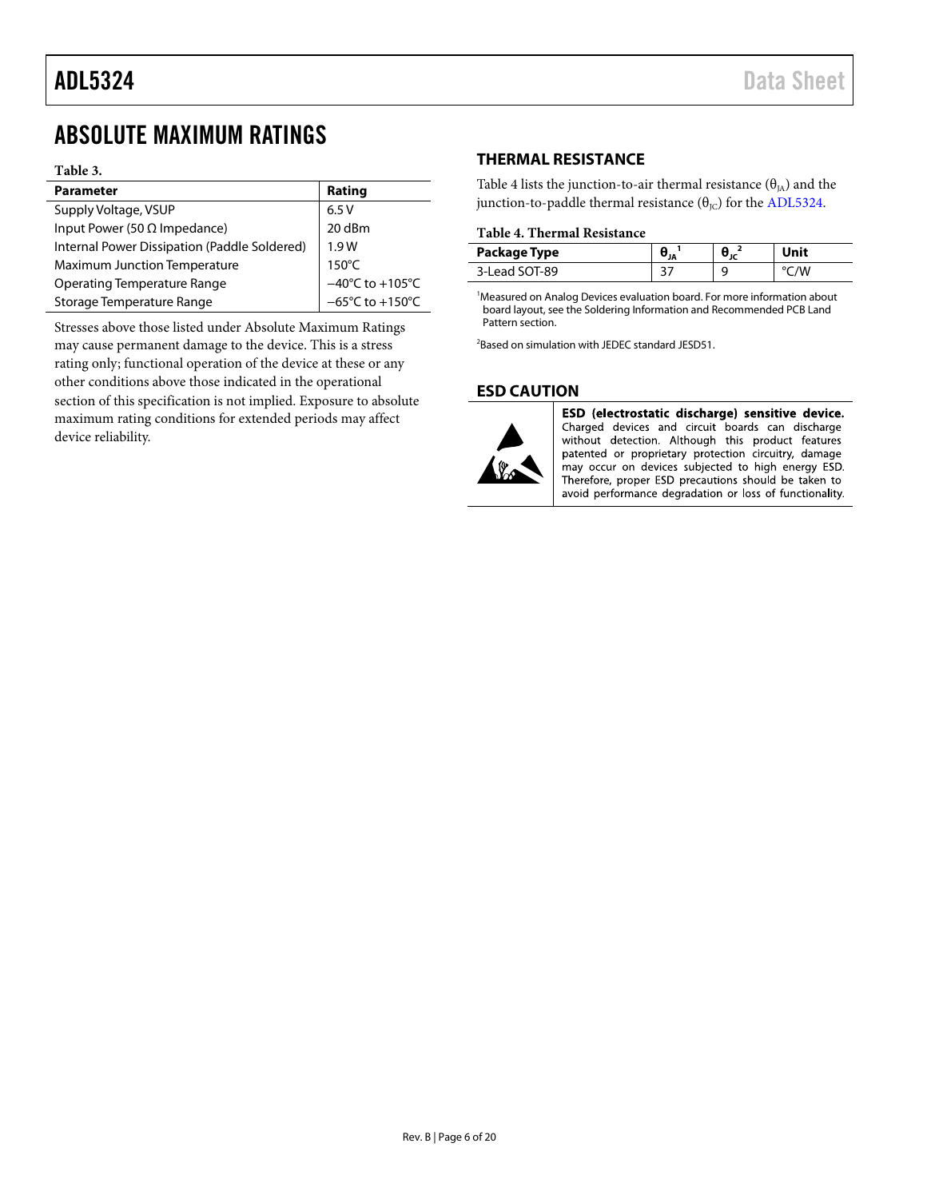# ABSOLUTE MAXIMUM RATINGS

**Table 3.**

| Parameter | Rating |
|---|---|
| Supply Voltage, VSUP | 6.5 V |
| Input Power (50 Ω Impedance) | 20 dBm |
| Internal Power Dissipation (Paddle Soldered) | 1.9 W |
| Maximum Junction Temperature | 150°C |
| Operating Temperature Range | −40°C to +105°C |
| Storage Temperature Range | −65°C to +150°C |

Stresses above those listed under Absolute Maximum Ratings may cause permanent damage to the device. This is a stress rating only; functional operation of the device at these or any other conditions above those indicated in the operational section of this specification is not implied. Exposure to absolute maximum rating conditions for extended periods may affect device reliability.

## THERMAL RESISTANCE

Table 4 lists the junction-to-air thermal resistance ($\theta_{JA}$) and the junction-to-paddle thermal resistance ($\theta_{JC}$) for the ADL5324.

**Table 4. Thermal Resistance**

| Package Type | $\theta_{JA}$ [1] | $\theta_{JC}$ [2] | Unit |
|---|---|---|---|
| 3-Lead SOT-89 | 37 | 9 | °C/W |

[1] Measured on Analog Devices evaluation board. For more information about board layout, see the Soldering Information and Recommended PCB Land Pattern section.

[2] Based on simulation with JEDEC standard JESD51.

## ESD CAUTION

**ESD (electrostatic discharge) sensitive device.** Charged devices and circuit boards can discharge without detection. Although this product features patented or proprietary protection circuitry, damage may occur on devices subjected to high energy ESD. Therefore, proper ESD precautions should be taken to avoid performance degradation or loss of functionality.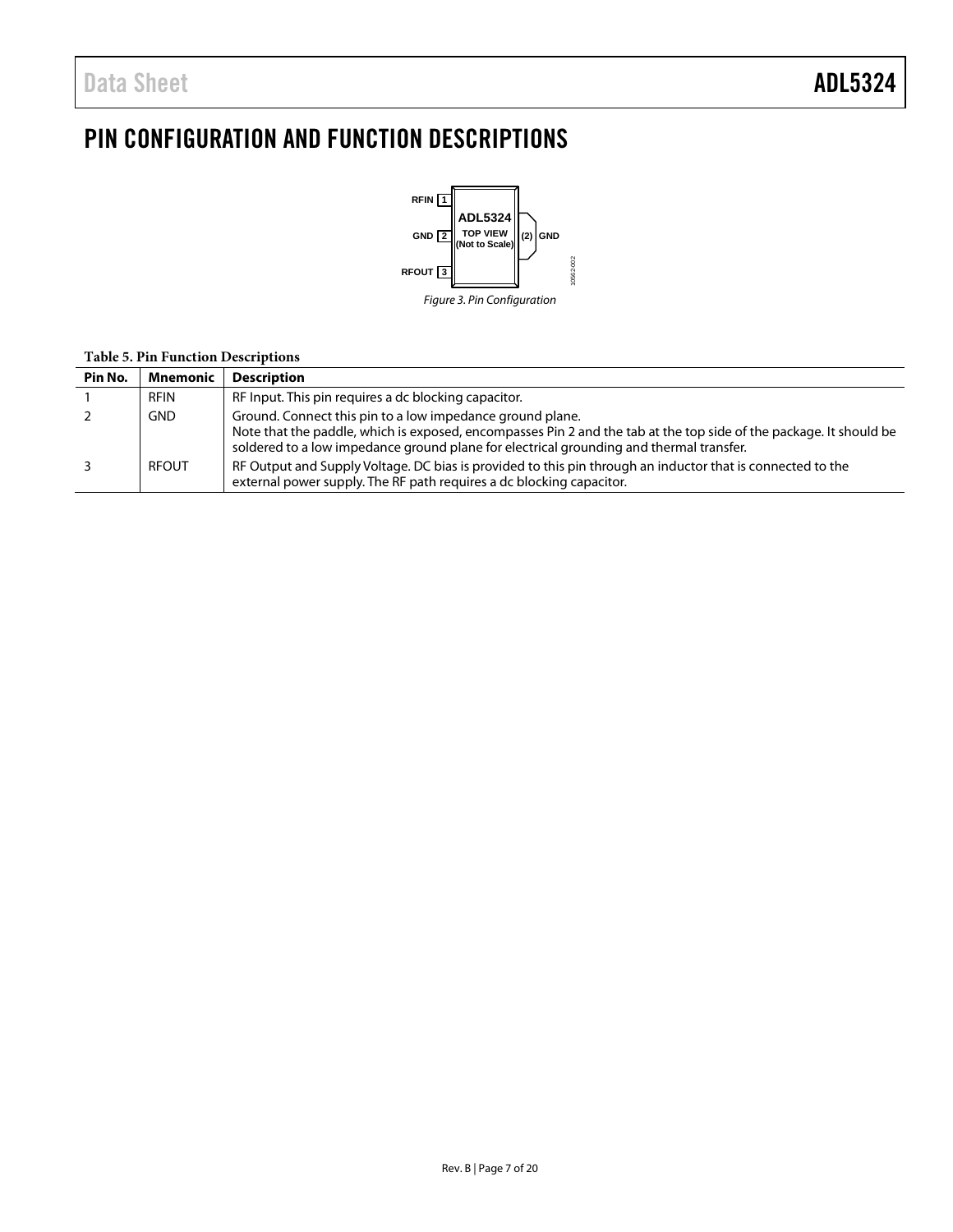# PIN CONFIGURATION AND FUNCTION DESCRIPTIONS

Figure 3. Pin Configuration

**Table 5. Pin Function Descriptions**

| Pin No. | Mnemonic | Description |
| --- | --- | --- |
| 1 | RFIN | RF Input. This pin requires a dc blocking capacitor. |
| 2 | GND | Ground. Connect this pin to a low impedance ground plane. Note that the paddle, which is exposed, encompasses Pin 2 and the tab at the top side of the package. It should be soldered to a low impedance ground plane for electrical grounding and thermal transfer. |
| 3 | RFOUT | RF Output and Supply Voltage. DC bias is provided to this pin through an inductor that is connected to the external power supply. The RF path requires a dc blocking capacitor. |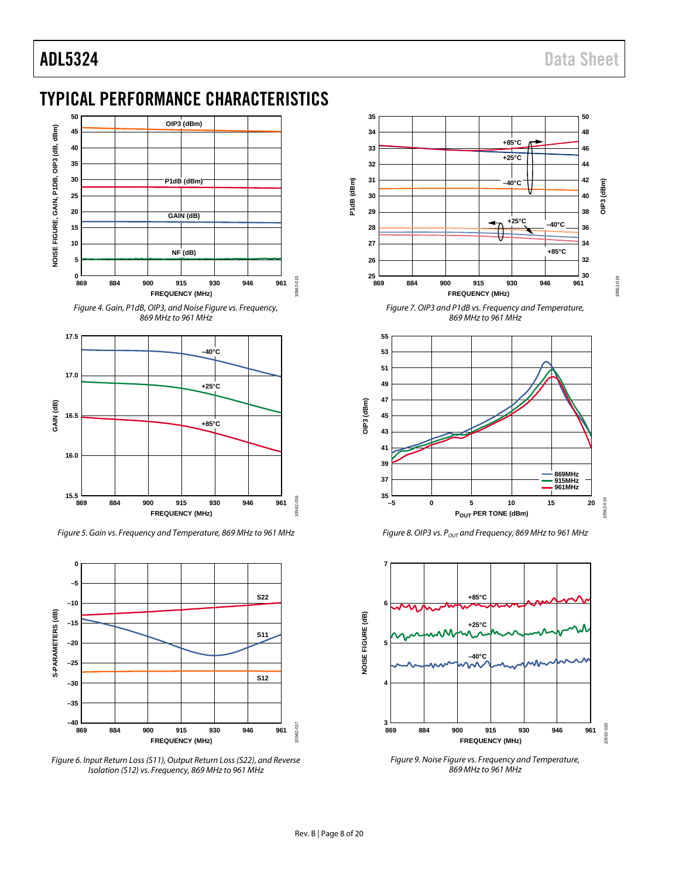## TYPICAL PERFORMANCE CHARACTERISTICS

Figure 4. Gain, P1dB, OIP3, and Noise Figure vs. Frequency, 869 MHz to 961 MHz

Figure 5. Gain vs. Frequency and Temperature, 869 MHz to 961 MHz

Figure 6. Input Return Loss (S11), Output Return Loss (S22), and Reverse Isolation (S12) vs. Frequency, 869 MHz to 961 MHz

Figure 7. OIP3 and P1dB vs. Frequency and Temperature, 869 MHz to 961 MHz

Figure 8. OIP3 vs. $P_{OUT}$ and Frequency, 869 MHz to 961 MHz

Figure 9. Noise Figure vs. Frequency and Temperature, 869 MHz to 961 MHz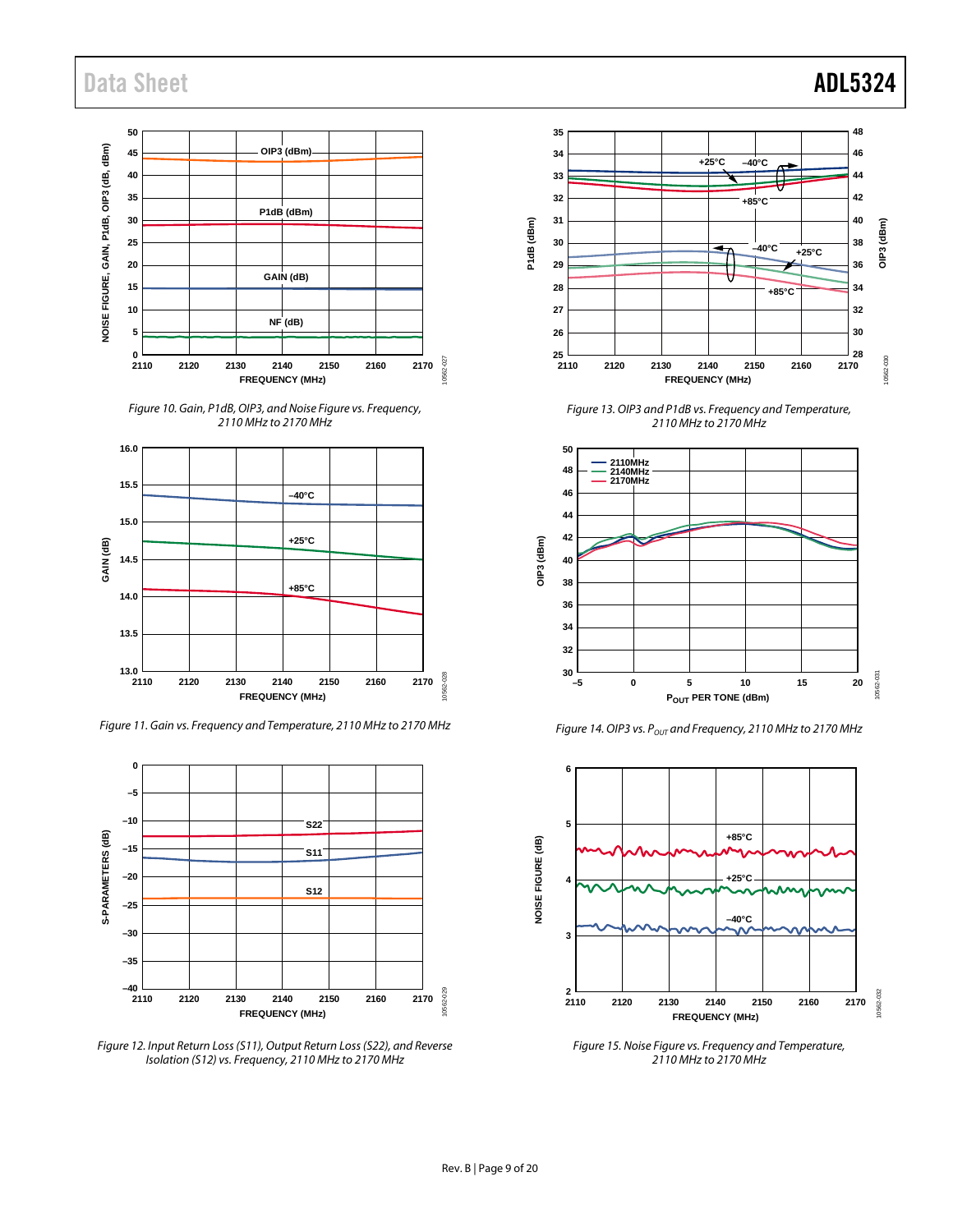Figure 10. Gain, P1dB, OIP3, and Noise Figure vs. Frequency, 2110 MHz to 2170 MHz

Figure 11. Gain vs. Frequency and Temperature, 2110 MHz to 2170 MHz

Figure 12. Input Return Loss (S11), Output Return Loss (S22), and Reverse Isolation (S12) vs. Frequency, 2110 MHz to 2170 MHz

Figure 13. OIP3 and P1dB vs. Frequency and Temperature, 2110 MHz to 2170 MHz

Figure 14. OIP3 vs. $P_{OUT}$ and Frequency, 2110 MHz to 2170 MHz

Figure 15. Noise Figure vs. Frequency and Temperature, 2110 MHz to 2170 MHz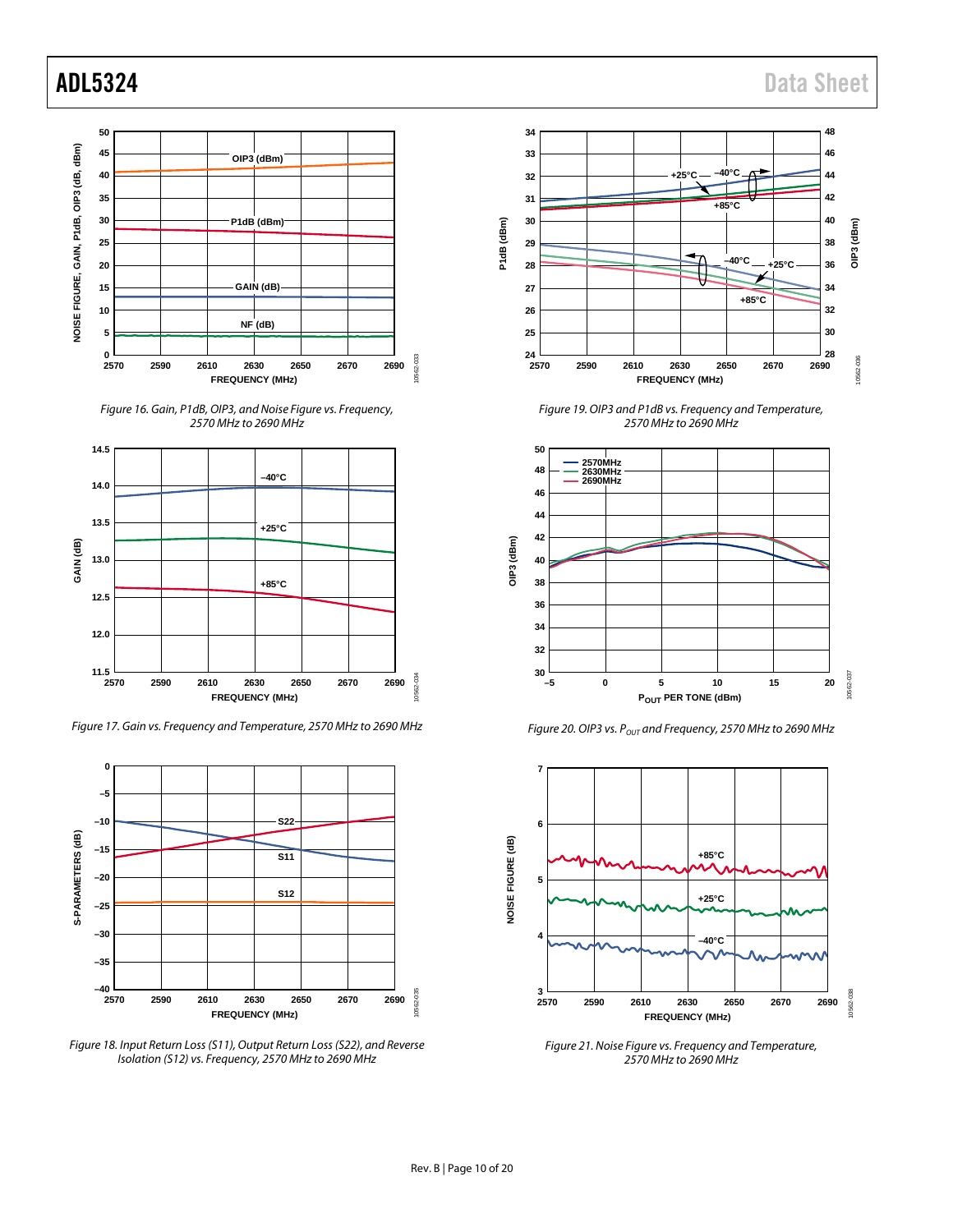Figure 16. Gain, P1dB, OIP3, and Noise Figure vs. Frequency, 2570 MHz to 2690 MHz

Figure 17. Gain vs. Frequency and Temperature, 2570 MHz to 2690 MHz

Figure 18. Input Return Loss (S11), Output Return Loss (S22), and Reverse Isolation (S12) vs. Frequency, 2570 MHz to 2690 MHz

Figure 19. OIP3 and P1dB vs. Frequency and Temperature, 2570 MHz to 2690 MHz

Figure 20. OIP3 vs. $P_{OUT}$ and Frequency, 2570 MHz to 2690 MHz

Figure 21. Noise Figure vs. Frequency and Temperature, 2570 MHz to 2690 MHz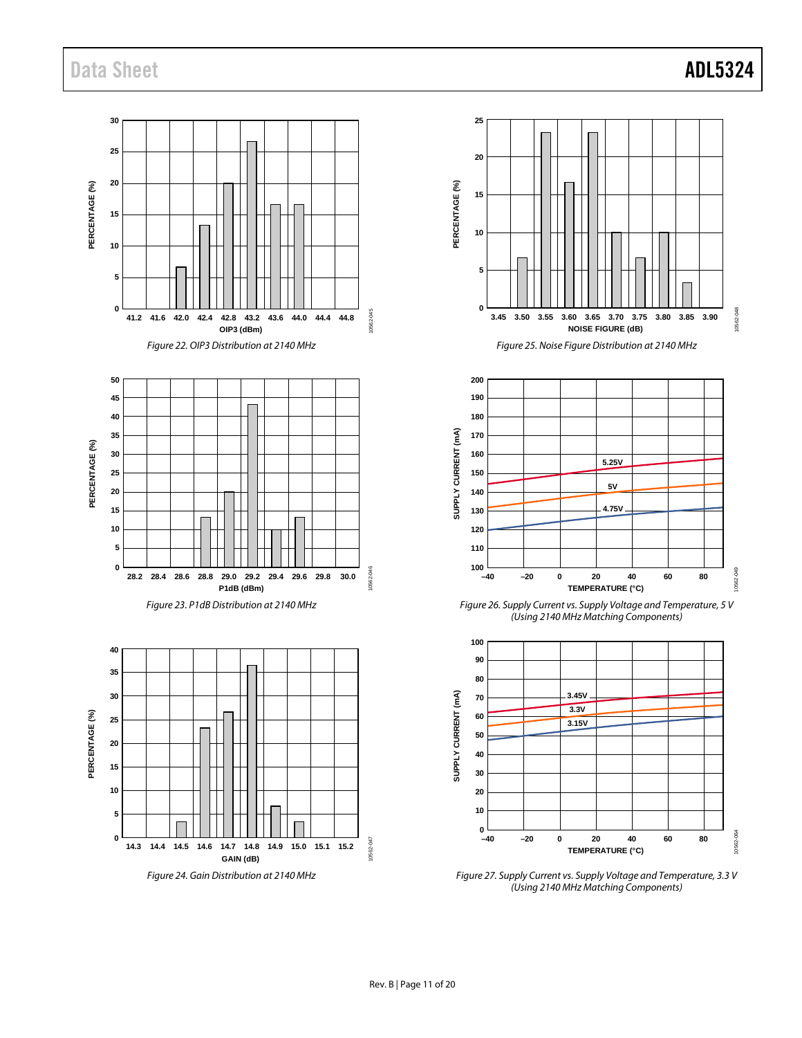Figure 22. OIP3 Distribution at 2140 MHz

Figure 23. P1dB Distribution at 2140 MHz

Figure 24. Gain Distribution at 2140 MHz

Figure 25. Noise Figure Distribution at 2140 MHz

Figure 26. Supply Current vs. Supply Voltage and Temperature, 5 V (Using 2140 MHz Matching Components)

Figure 27. Supply Current vs. Supply Voltage and Temperature, 3.3 V (Using 2140 MHz Matching Components)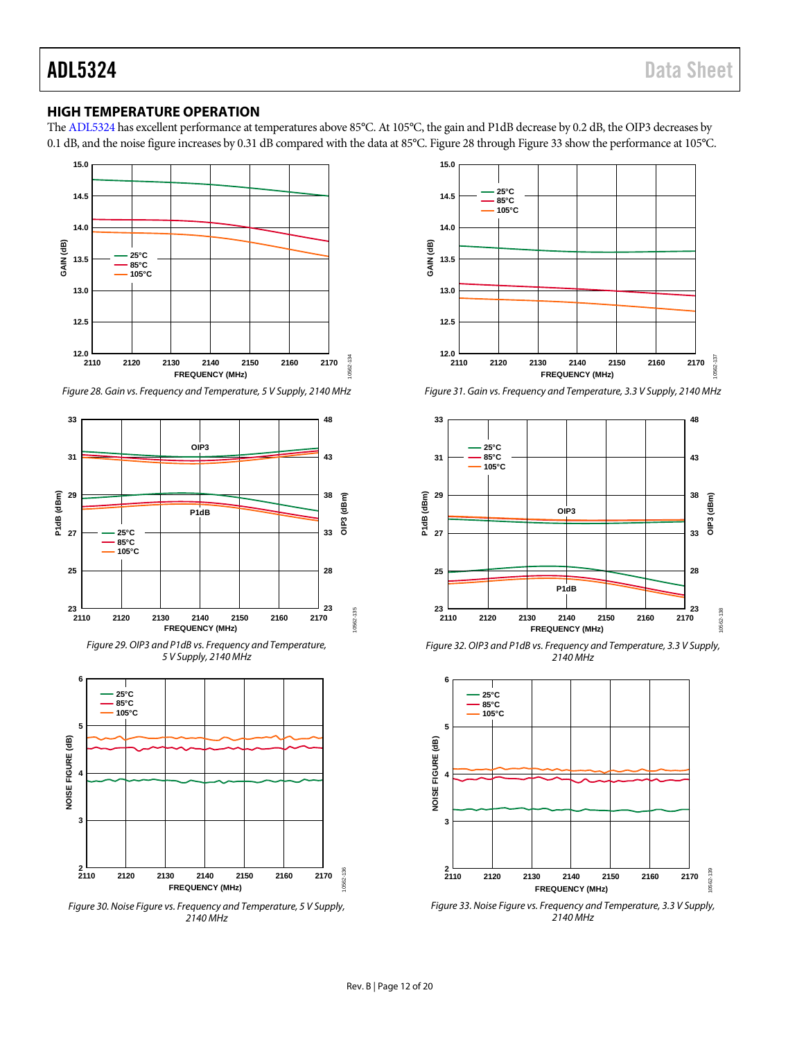## HIGH TEMPERATURE OPERATION

The ADL5324 has excellent performance at temperatures above 85°C. At 105°C, the gain and P1dB decrease by 0.2 dB, the OIP3 decreases by 0.1 dB, and the noise figure increases by 0.31 dB compared with the data at 85°C. Figure 28 through Figure 33 show the performance at 105°C.

*Figure 28. Gain vs. Frequency and Temperature, 5 V Supply, 2140 MHz*

*Figure 29. OIP3 and P1dB vs. Frequency and Temperature, 5 V Supply, 2140 MHz*

*Figure 30. Noise Figure vs. Frequency and Temperature, 5 V Supply, 2140 MHz*

*Figure 31. Gain vs. Frequency and Temperature, 3.3 V Supply, 2140 MHz*

*Figure 32. OIP3 and P1dB vs. Frequency and Temperature, 3.3 V Supply, 2140 MHz*

*Figure 33. Noise Figure vs. Frequency and Temperature, 3.3 V Supply, 2140 MHz*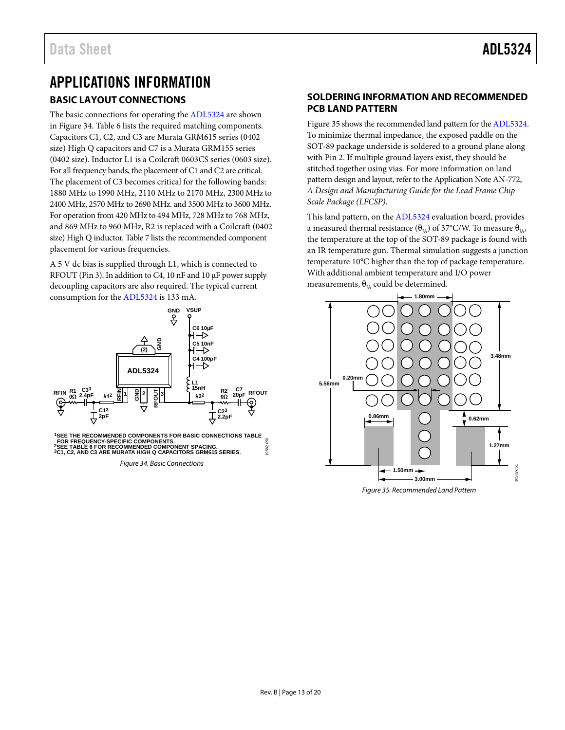# APPLICATIONS INFORMATION

## BASIC LAYOUT CONNECTIONS

The basic connections for operating the ADL5324 are shown in Figure 34. Table 6 lists the required matching components. Capacitors C1, C2, and C3 are Murata GRM615 series (0402 size) High Q capacitors and C7 is a Murata GRM155 series (0402 size). Inductor L1 is a Coilcraft 0603CS series (0603 size). For all frequency bands, the placement of C1 and C2 are critical. The placement of C3 becomes critical for the following bands: 1880 MHz to 1990 MHz, 2110 MHz to 2170 MHz, 2300 MHz to 2400 MHz, 2570 MHz to 2690 MHz. and 3500 MHz to 3600 MHz. For operation from 420 MHz to 494 MHz, 728 MHz to 768 MHz, and 869 MHz to 960 MHz, R2 is replaced with a Coilcraft (0402 size) High Q inductor. Table 7 lists the recommended component placement for various frequencies.

A 5 V dc bias is supplied through L1, which is connected to RFOUT (Pin 3). In addition to C4, 10 nF and 10 µF power supply decoupling capacitors are also required. The typical current consumption for the ADL5324 is 133 mA.

[1]SEE THE RECOMMENDED COMPONENTS FOR BASIC CONNECTIONS TABLE FOR FREQUENCY-SPECIFIC COMPONENTS.
[2]SEE TABLE 6 FOR RECOMMENDED COMPONENT SPACING.
[3]C1, C2, AND C3 ARE MURATA HIGH Q CAPACITORS GRM615 SERIES.

Figure 34. Basic Connections

## SOLDERING INFORMATION AND RECOMMENDED PCB LAND PATTERN

Figure 35 shows the recommended land pattern for the ADL5324. To minimize thermal impedance, the exposed paddle on the SOT-89 package underside is soldered to a ground plane along with Pin 2. If multiple ground layers exist, they should be stitched together using vias. For more information on land pattern design and layout, refer to the Application Note AN-772, *A Design and Manufacturing Guide for the Lead Frame Chip Scale Package (LFCSP)*.

This land pattern, on the ADL5324 evaluation board, provides a measured thermal resistance ($\theta_{JA}$) of 37°C/W. To measure $\theta_{JA}$, the temperature at the top of the SOT-89 package is found with an IR temperature gun. Thermal simulation suggests a junction temperature 10°C higher than the top of package temperature. With additional ambient temperature and I/O power measurements, $\theta_{JA}$ could be determined.

Figure 35. Recommended Land Pattern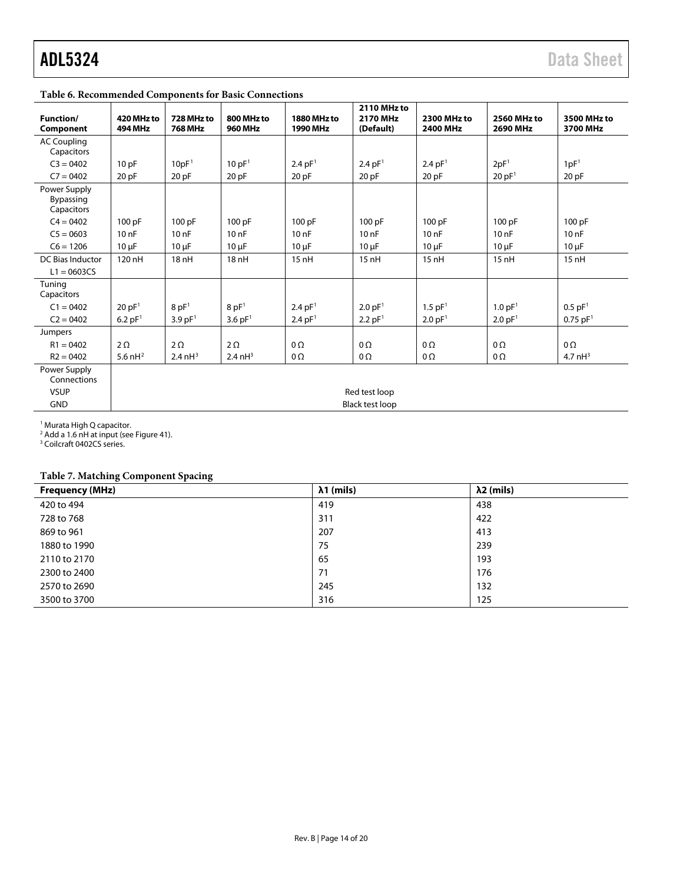**Table 6. Recommended Components for Basic Connections**

| Function/ Component | 420 MHz to 494 MHz | 728 MHz to 768 MHz | 800 MHz to 960 MHz | 1880 MHz to 1990 MHz | 2110 MHz to 2170 MHz (Default) | 2300 MHz to 2400 MHz | 2560 MHz to 2690 MHz | 3500 MHz to 3700 MHz |
|---|---|---|---|---|---|---|---|---|
| AC Coupling Capacitors | | | | | | | | |
| C3 = 0402 | 10 pF | 10pF[1] | 10 pF[1] | 2.4 pF[1] | 2.4 pF[1] | 2.4 pF[1] | 2pF[1] | 1pF[1] |
| C7 = 0402 | 20 pF | 20 pF | 20 pF | 20 pF | 20 pF | 20 pF | 20 pF[1] | 20 pF |
| Power Supply Bypassing Capacitors | | | | | | | | |
| C4 = 0402 | 100 pF | 100 pF | 100 pF | 100 pF | 100 pF | 100 pF | 100 pF | 100 pF |
| C5 = 0603 | 10 nF | 10 nF | 10 nF | 10 nF | 10 nF | 10 nF | 10 nF | 10 nF |
| C6 = 1206 | 10 µF | 10 µF | 10 µF | 10 µF | 10 µF | 10 µF | 10 µF | 10 µF |
| DC Bias Inductor | 120 nH | 18 nH | 18 nH | 15 nH | 15 nH | 15 nH | 15 nH | 15 nH |
| L1 = 0603CS | | | | | | | | |
| Tuning Capacitors | | | | | | | | |
| C1 = 0402 | 20 pF[1] | 8 pF[1] | 8 pF[1] | 2.4 pF[1] | 2.0 pF[1] | 1.5 pF[1] | 1.0 pF[1] | 0.5 pF[1] |
| C2 = 0402 | 6.2 pF[1] | 3.9 pF[1] | 3.6 pF[1] | 2.4 pF[1] | 2.2 pF[1] | 2.0 pF[1] | 2.0 pF[1] | 0.75 pF[1] |
| Jumpers | | | | | | | | |
| R1 = 0402 | 2 Ω | 2 Ω | 2 Ω | 0 Ω | 0 Ω | 0 Ω | 0 Ω | 0 Ω |
| R2 = 0402 | 5.6 nH[2] | 2.4 nH[3] | 2.4 nH[3] | 0 Ω | 0 Ω | 0 Ω | 0 Ω | 4.7 nH[3] |
| Power Supply Connections | | | | | | | | |
| VSUP | Red test loop | | | | | | | |
| GND | Black test loop | | | | | | | |

[1] Murata High Q capacitor.
[2] Add a 1.6 nH at input (see Figure 41).
[3] Coilcraft 0402CS series.

**Table 7. Matching Component Spacing**

| Frequency (MHz) | λ1 (mils) | λ2 (mils) |
|---|---|---|
| 420 to 494 | 419 | 438 |
| 728 to 768 | 311 | 422 |
| 869 to 961 | 207 | 413 |
| 1880 to 1990 | 75 | 239 |
| 2110 to 2170 | 65 | 193 |
| 2300 to 2400 | 71 | 176 |
| 2570 to 2690 | 245 | 132 |
| 3500 to 3700 | 316 | 125 |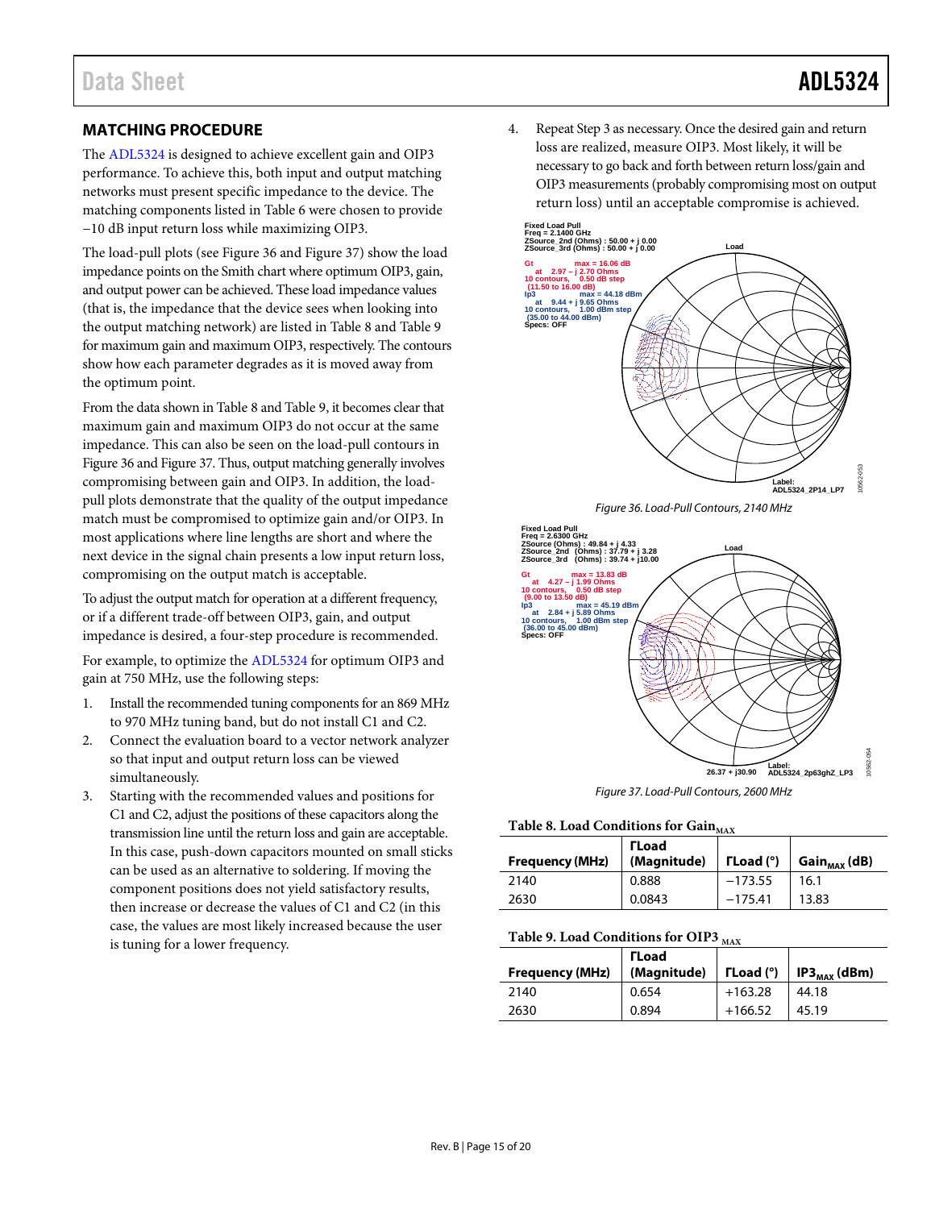## MATCHING PROCEDURE

The ADL5324 is designed to achieve excellent gain and OIP3 performance. To achieve this, both input and output matching networks must present specific impedance to the device. The matching components listed in Table 6 were chosen to provide −10 dB input return loss while maximizing OIP3.

The load-pull plots (see Figure 36 and Figure 37) show the load impedance points on the Smith chart where optimum OIP3, gain, and output power can be achieved. These load impedance values (that is, the impedance that the device sees when looking into the output matching network) are listed in Table 8 and Table 9 for maximum gain and maximum OIP3, respectively. The contours show how each parameter degrades as it is moved away from the optimum point.

From the data shown in Table 8 and Table 9, it becomes clear that maximum gain and maximum OIP3 do not occur at the same impedance. This can also be seen on the load-pull contours in Figure 36 and Figure 37. Thus, output matching generally involves compromising between gain and OIP3. In addition, the load-pull plots demonstrate that the quality of the output impedance match must be compromised to optimize gain and/or OIP3. In most applications where line lengths are short and where the next device in the signal chain presents a low input return loss, compromising on the output match is acceptable.

To adjust the output match for operation at a different frequency, or if a different trade-off between OIP3, gain, and output impedance is desired, a four-step procedure is recommended.

For example, to optimize the ADL5324 for optimum OIP3 and gain at 750 MHz, use the following steps:

1. Install the recommended tuning components for an 869 MHz to 970 MHz tuning band, but do not install C1 and C2.
2. Connect the evaluation board to a vector network analyzer so that input and output return loss can be viewed simultaneously.
3. Starting with the recommended values and positions for C1 and C2, adjust the positions of these capacitors along the transmission line until the return loss and gain are acceptable. In this case, push-down capacitors mounted on small sticks can be used as an alternative to soldering. If moving the component positions does not yield satisfactory results, then increase or decrease the values of C1 and C2 (in this case, the values are most likely increased because the user is tuning for a lower frequency.
4. Repeat Step 3 as necessary. Once the desired gain and return loss are realized, measure OIP3. Most likely, it will be necessary to go back and forth between return loss/gain and OIP3 measurements (probably compromising most on output return loss) until an acceptable compromise is achieved.

Figure 36. Load-Pull Contours, 2140 MHz

Figure 37. Load-Pull Contours, 2600 MHz

Table 8. Load Conditions for $Gain_{MAX}$

| Frequency (MHz) | ΓLoad (Magnitude) | ΓLoad (°) | $Gain_{MAX}$ (dB) |
|---|---|---|---|
| 2140 | 0.888 | −173.55 | 16.1 |
| 2630 | 0.0843 | −175.41 | 13.83 |

Table 9. Load Conditions for $OIP3_{MAX}$

| Frequency (MHz) | ΓLoad (Magnitude) | ΓLoad (°) | $IP3_{MAX}$ (dBm) |
|---|---|---|---|
| 2140 | 0.654 | +163.28 | 44.18 |
| 2630 | 0.894 | +166.52 | 45.19 |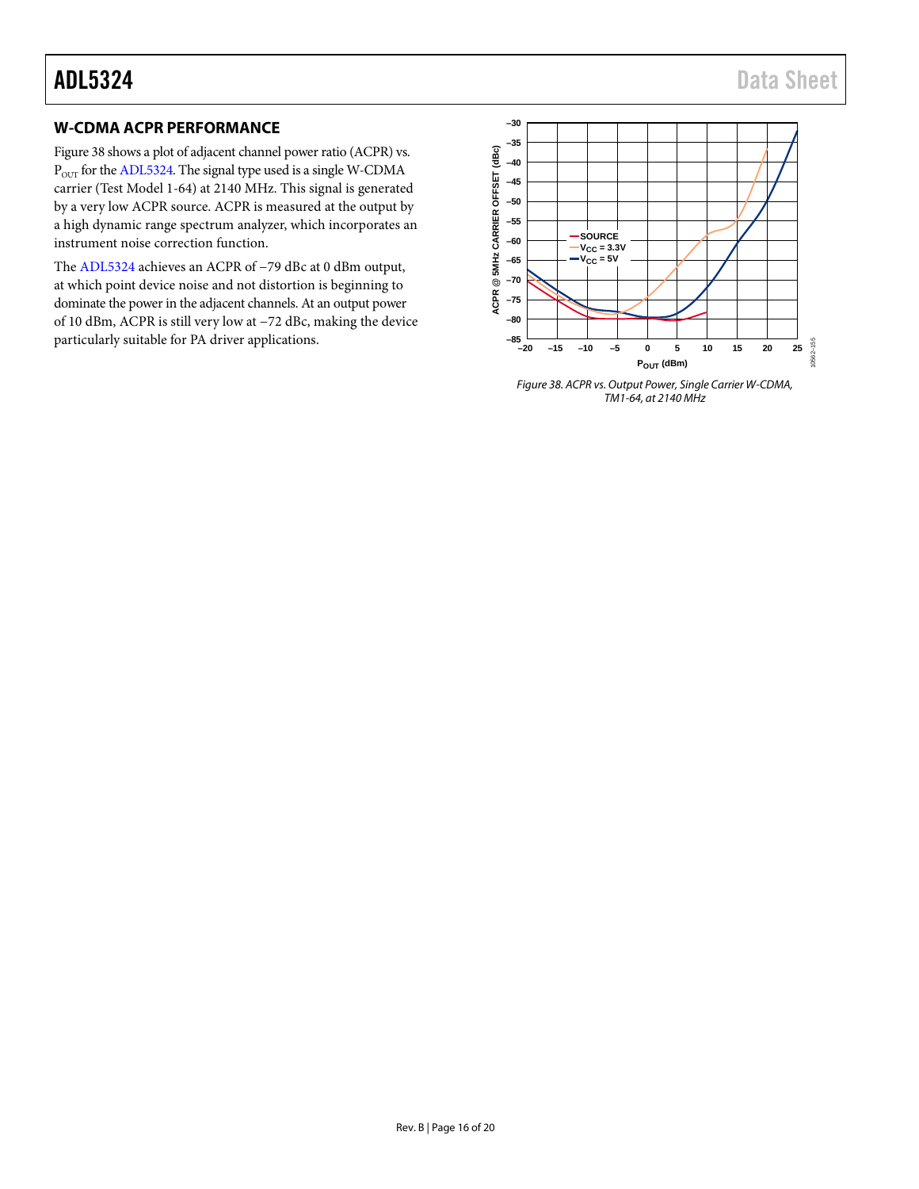## W-CDMA ACPR PERFORMANCE

Figure 38 shows a plot of adjacent channel power ratio (ACPR) vs. $P_{OUT}$ for the ADL5324. The signal type used is a single W-CDMA carrier (Test Model 1-64) at 2140 MHz. This signal is generated by a very low ACPR source. ACPR is measured at the output by a high dynamic range spectrum analyzer, which incorporates an instrument noise correction function.

The ADL5324 achieves an ACPR of −79 dBc at 0 dBm output, at which point device noise and not distortion is beginning to dominate the power in the adjacent channels. At an output power of 10 dBm, ACPR is still very low at −72 dBc, making the device particularly suitable for PA driver applications.

Figure 38. ACPR vs. Output Power, Single Carrier W-CDMA, TM1-64, at 2140 MHz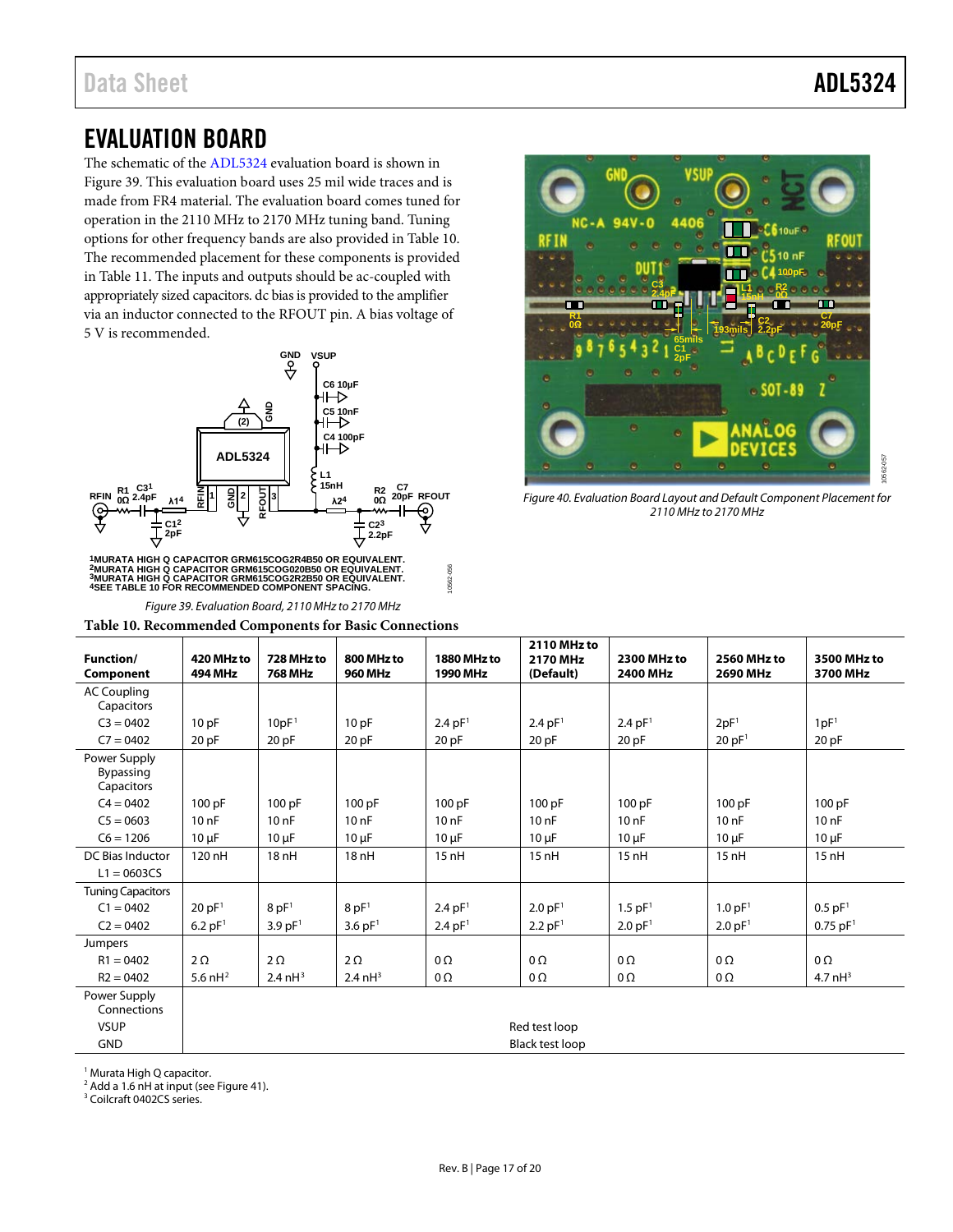## EVALUATION BOARD

The schematic of the ADL5324 evaluation board is shown in Figure 39. This evaluation board uses 25 mil wide traces and is made from FR4 material. The evaluation board comes tuned for operation in the 2110 MHz to 2170 MHz tuning band. Tuning options for other frequency bands are also provided in Table 10. The recommended placement for these components is provided in Table 11. The inputs and outputs should be ac-coupled with appropriately sized capacitors. dc bias is provided to the amplifier via an inductor connected to the RFOUT pin. A bias voltage of 5 V is recommended.

[1]MURATA HIGH Q CAPACITOR GRM615COG2R4B50 OR EQUIVALENT.
[2]MURATA HIGH Q CAPACITOR GRM615COG020B50 OR EQUIVALENT.
[3]MURATA HIGH Q CAPACITOR GRM615COG2R2B50 OR EQUIVALENT.
[4]SEE TABLE 10 FOR RECOMMENDED COMPONENT SPACING.

*Figure 39. Evaluation Board, 2110 MHz to 2170 MHz*

*Figure 40. Evaluation Board Layout and Default Component Placement for 2110 MHz to 2170 MHz*

**Table 10. Recommended Components for Basic Connections**

| Function/ Component | 420 MHz to 494 MHz | 728 MHz to 768 MHz | 800 MHz to 960 MHz | 1880 MHz to 1990 MHz | 2110 MHz to 2170 MHz (Default) | 2300 MHz to 2400 MHz | 2560 MHz to 2690 MHz | 3500 MHz to 3700 MHz |
|---|---|---|---|---|---|---|---|---|
| AC Coupling Capacitors | | | | | | | | |
| C3 = 0402 | 10 pF | 10pF[1] | 10 pF | 2.4 pF[1] | 2.4 pF[1] | 2.4 pF[1] | 2pF[1] | 1pF[1] |
| C7 = 0402 | 20 pF | 20 pF | 20 pF | 20 pF | 20 pF | 20 pF | 20 pF[1] | 20 pF |
| Power Supply Bypassing Capacitors | | | | | | | | |
| C4 = 0402 | 100 pF | 100 pF | 100 pF | 100 pF | 100 pF | 100 pF | 100 pF | 100 pF |
| C5 = 0603 | 10 nF | 10 nF | 10 nF | 10 nF | 10 nF | 10 nF | 10 nF | 10 nF |
| C6 = 1206 | 10 µF | 10 µF | 10 µF | 10 µF | 10 µF | 10 µF | 10 µF | 10 µF |
| DC Bias Inductor | | | | | | | | |
| L1 = 0603CS | 120 nH | 18 nH | 18 nH | 15 nH | 15 nH | 15 nH | 15 nH | 15 nH |
| Tuning Capacitors | | | | | | | | |
| C1 = 0402 | 20 pF[1] | 8 pF[1] | 8 pF[1] | 2.4 pF[1] | 2.0 pF[1] | 1.5 pF[1] | 1.0 pF[1] | 0.5 pF[1] |
| C2 = 0402 | 6.2 pF[1] | 3.9 pF[1] | 3.6 pF[1] | 2.4 pF[1] | 2.2 pF[1] | 2.0 pF[1] | 2.0 pF[1] | 0.75 pF[1] |
| Jumpers | | | | | | | | |
| R1 = 0402 | 2 Ω | 2 Ω | 2 Ω | 0 Ω | 0 Ω | 0 Ω | 0 Ω | 0 Ω |
| R2 = 0402 | 5.6 nH[2] | 2.4 nH[3] | 2.4 nH[3] | 0 Ω | 0 Ω | 0 Ω | 0 Ω | 4.7 nH[3] |
| Power Supply Connections | | | | | | | | |
| VSUP | Red test loop | | | | | | | |
| GND | Black test loop | | | | | | | |

[1] Murata High Q capacitor.
[2] Add a 1.6 nH at input (see Figure 41).
[3] Coilcraft 0402CS series.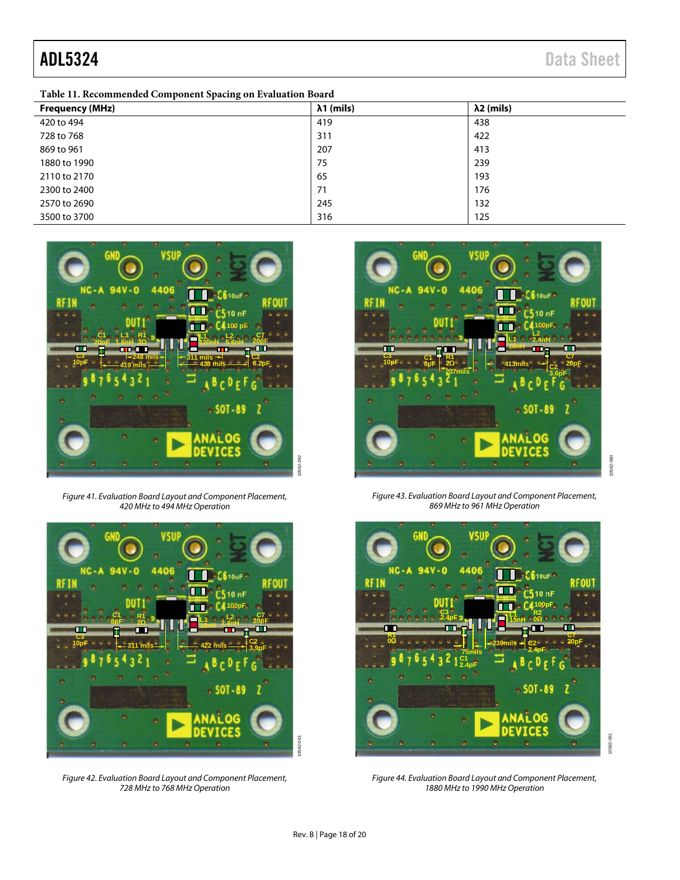Table 11. Recommended Component Spacing on Evaluation Board

| Frequency (MHz) | λ1 (mils) | λ2 (mils) |
|---|---|---|
| 420 to 494 | 419 | 438 |
| 728 to 768 | 311 | 422 |
| 869 to 961 | 207 | 413 |
| 1880 to 1990 | 75 | 239 |
| 2110 to 2170 | 65 | 193 |
| 2300 to 2400 | 71 | 176 |
| 2570 to 2690 | 245 | 132 |
| 3500 to 3700 | 316 | 125 |

Figure 41. Evaluation Board Layout and Component Placement, 420 MHz to 494 MHz Operation

Figure 43. Evaluation Board Layout and Component Placement, 869 MHz to 961 MHz Operation

Figure 42. Evaluation Board Layout and Component Placement, 728 MHz to 768 MHz Operation

Figure 44. Evaluation Board Layout and Component Placement, 1880 MHz to 1990 MHz Operation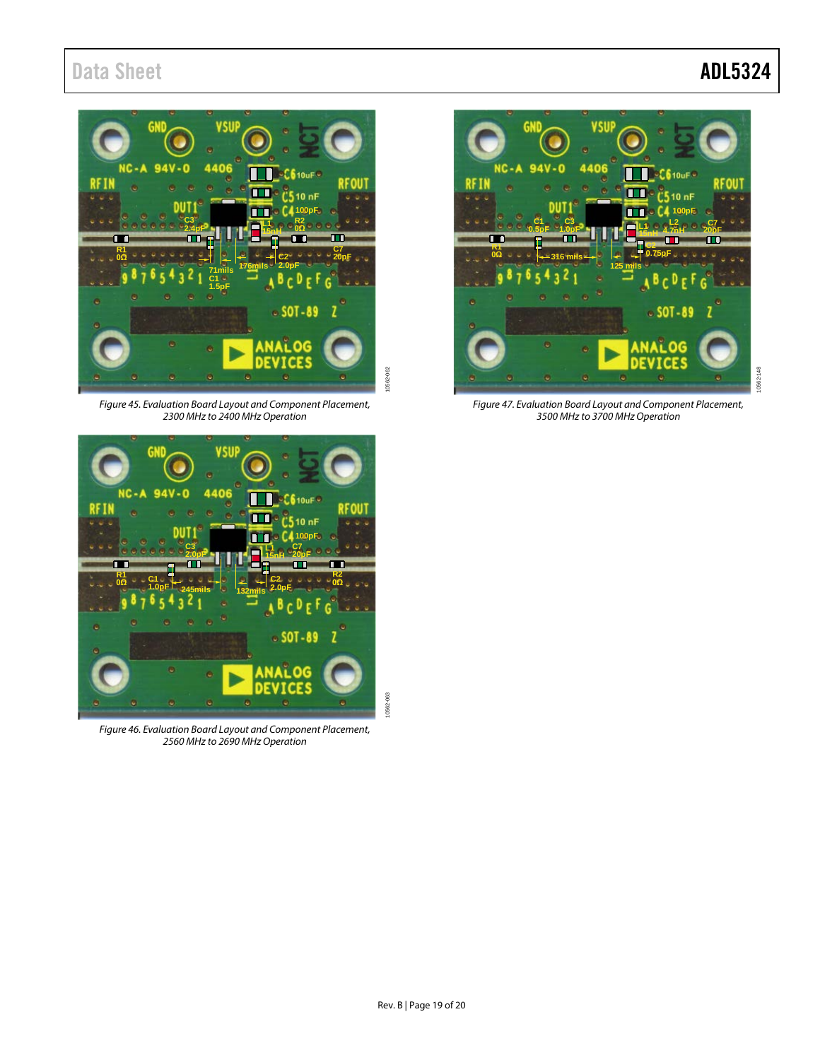Figure 45. Evaluation Board Layout and Component Placement, 2300 MHz to 2400 MHz Operation

Figure 46. Evaluation Board Layout and Component Placement, 2560 MHz to 2690 MHz Operation

Figure 47. Evaluation Board Layout and Component Placement, 3500 MHz to 3700 MHz Operation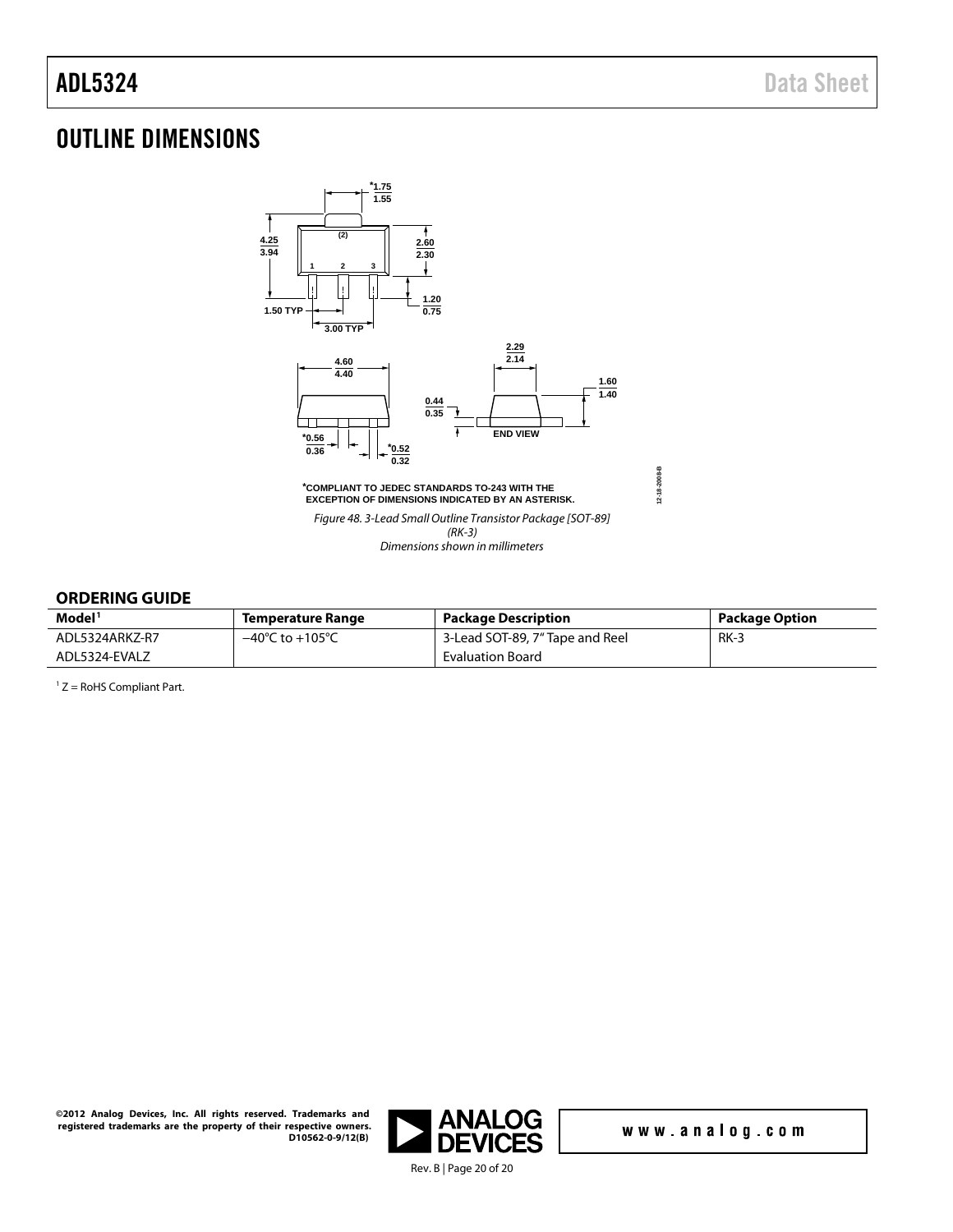## OUTLINE DIMENSIONS

*1.75
1.55

4.25
3.94

(2)

1 2 3

2.60
2.30

1.20
0.75

1.50 TYP

3.00 TYP

4.60
4.40

2.29
2.14

1.60
1.40

0.44
0.35

END VIEW

*0.56
0.36

*0.52
0.32

*COMPLIANT TO JEDEC STANDARDS TO-243 WITH THE EXCEPTION OF DIMENSIONS INDICATED BY AN ASTERISK.

12-18-2008-B

*Figure 48. 3-Lead Small Outline Transistor Package [SOT-89] (RK-3)*
*Dimensions shown in millimeters*

### ORDERING GUIDE

| Model[1] | Temperature Range | Package Description | Package Option |
| --- | --- | --- | --- |
| ADL5324ARKZ-R7 | −40°C to +105°C | 3-Lead SOT-89, 7" Tape and Reel | RK-3 |
| ADL5324-EVALZ | | Evaluation Board | |

[1] Z = RoHS Compliant Part.

©2012 Analog Devices, Inc. All rights reserved. Trademarks and registered trademarks are the property of their respective owners. D10562-0-9/12(B)